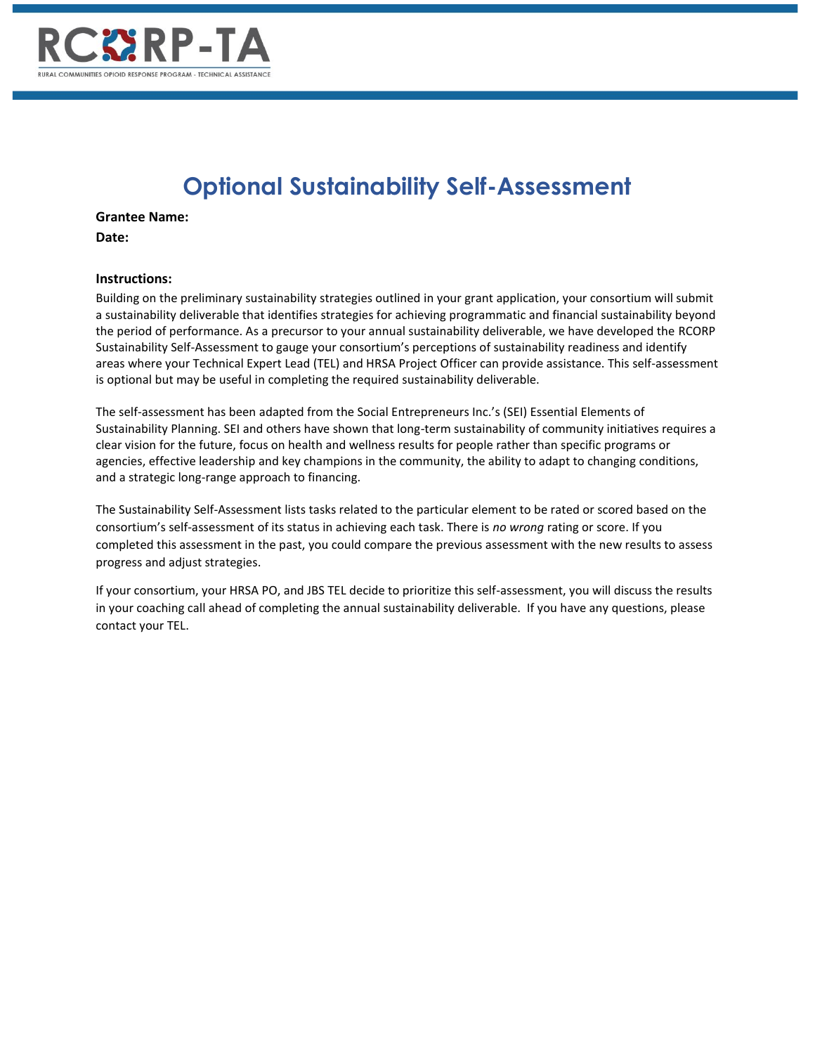# Optional Sustainability Self-Assessment

**Grantee Name:**

**Date:**

**Instructions:**

Building on the preliminary sustainability strategies outlined in your grant application, your consortium will submit a sustainability deliverable that identifies strategies for achieving programmatic and financial sustainability beyond the period of performance. As a precursor to your annual sustainability deliverable, we have developed the RCORP Sustainability Self-Assessment to gauge your consortium's perceptions of sustainability readiness and identify areas where your Technical Expert Lead (TEL) and HRSA Project Officer can provide assistance. This self-assessment is optional but may be useful in completing the required sustainability deliverable.

The self-assessment has been adapted from the Social Entrepreneurs Inc.'s (SEI) Essential Elements of Sustainability Planning. SEI and others have shown that long-term sustainability of community initiatives requires a clear vision for the future, focus on health and wellness results for people rather than specific programs or agencies, effective leadership and key champions in the community, the ability to adapt to changing conditions, and a strategic long-range approach to financing.

The Sustainability Self-Assessment lists tasks related to the particular element to be rated or scored based on the consortium's self-assessment of its status in achieving each task. There is *no wrong* rating or score. If you completed this assessment in the past, you could compare the previous assessment with the new results to assess progress and adjust strategies.

If your consortium, your HRSA PO, and JBS TEL decide to prioritize this self-assessment, you will discuss the results in your coaching call ahead of completing the annual sustainability deliverable. If you have any questions, please contact your TEL.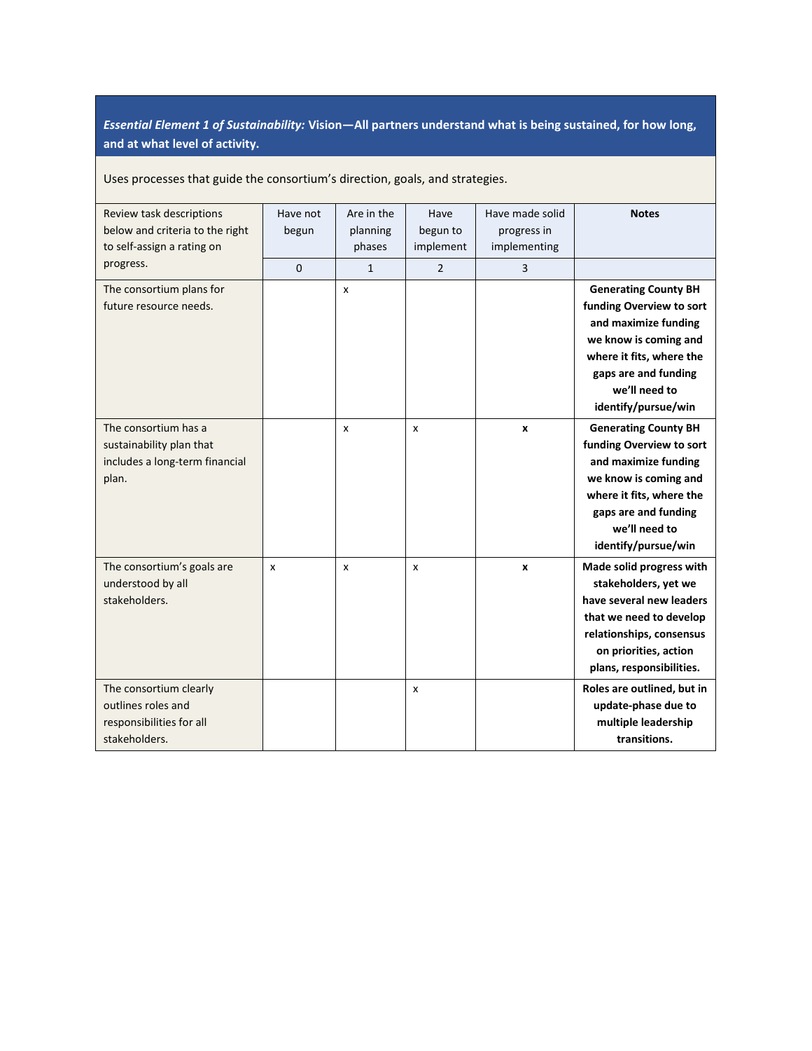| ***Essential Element 1 of Sustainability:*** **Vision—All partners understand what is being sustained, for how long, and at what level of activity.** | | | | | |
|---|---|---|---|---|---|
| Uses processes that guide the consortium's direction, goals, and strategies. | | | | | |
| Review task descriptions below and criteria to the right to self-assign a rating on progress. | Have not begun | Are in the planning phases | Have begun to implement | Have made solid progress in implementing | **Notes** |
| | 0 | 1 | 2 | 3 | |
| The consortium plans for future resource needs. | | x | | | **Generating County BH funding Overview to sort and maximize funding we know is coming and where it fits, where the gaps are and funding we'll need to identify/pursue/win** |
| The consortium has a sustainability plan that includes a long-term financial plan. | | x | x | **x** | **Generating County BH funding Overview to sort and maximize funding we know is coming and where it fits, where the gaps are and funding we'll need to identify/pursue/win** |
| The consortium's goals are understood by all stakeholders. | x | x | x | **x** | **Made solid progress with stakeholders, yet we have several new leaders that we need to develop relationships, consensus on priorities, action plans, responsibilities.** |
| The consortium clearly outlines roles and responsibilities for all stakeholders. | | | x | | **Roles are outlined, but in update-phase due to multiple leadership transitions.** |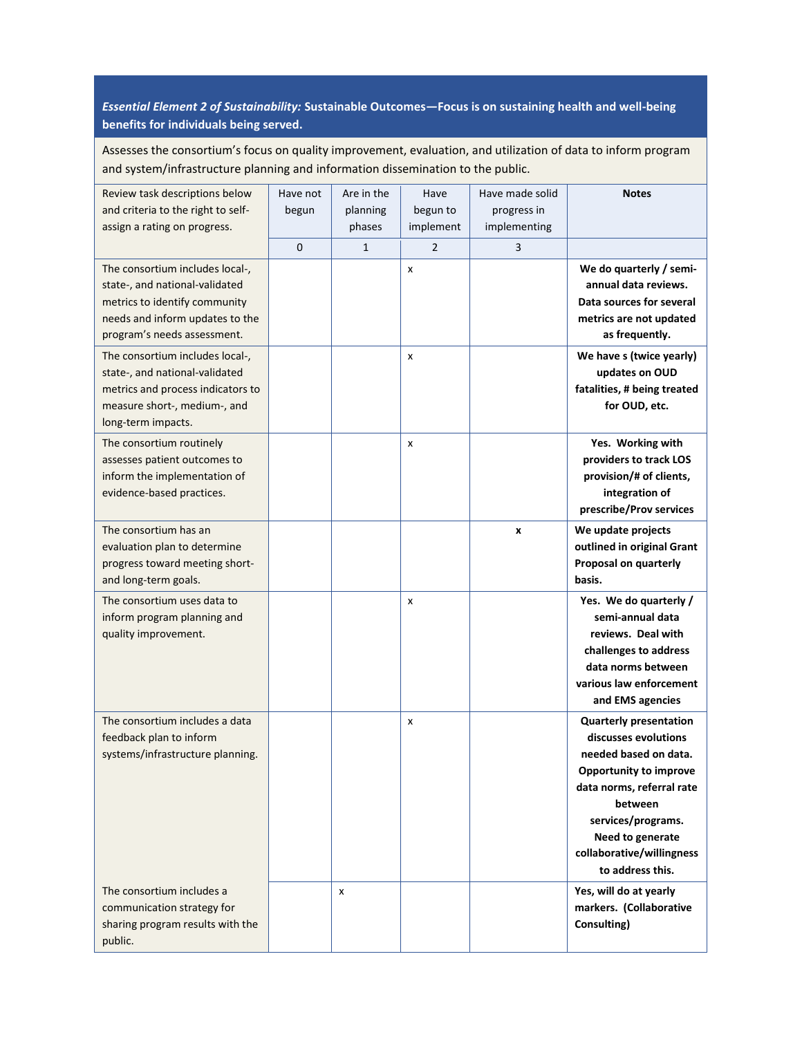**_Essential Element 2 of Sustainability:_ Sustainable Outcomes—Focus is on sustaining health and well-being benefits for individuals being served.**

Assesses the consortium's focus on quality improvement, evaluation, and utilization of data to inform program and system/infrastructure planning and information dissemination to the public.

| Review task descriptions below and criteria to the right to self-assign a rating on progress. | Have not begun | Are in the planning phases | Have begun to implement | Have made solid progress in implementing | **Notes** |
|---|---|---|---|---|---|
| | 0 | 1 | 2 | 3 | |
| The consortium includes local-, state-, and national-validated metrics to identify community needs and inform updates to the program's needs assessment. | | | x | | **We do quarterly / semi-annual data reviews. Data sources for several metrics are not updated as frequently.** |
| The consortium includes local-, state-, and national-validated metrics and process indicators to measure short-, medium-, and long-term impacts. | | | x | | **We have s (twice yearly) updates on OUD fatalities, # being treated for OUD, etc.** |
| The consortium routinely assesses patient outcomes to inform the implementation of evidence-based practices. | | | x | | **Yes. Working with providers to track LOS provision/# of clients, integration of prescribe/Prov services** |
| The consortium has an evaluation plan to determine progress toward meeting short- and long-term goals. | | | | **x** | **We update projects outlined in original Grant Proposal on quarterly basis.** |
| The consortium uses data to inform program planning and quality improvement. | | | x | | **Yes. We do quarterly / semi-annual data reviews. Deal with challenges to address data norms between various law enforcement and EMS agencies** |
| The consortium includes a data feedback plan to inform systems/infrastructure planning. | | | x | | **Quarterly presentation discusses evolutions needed based on data. Opportunity to improve data norms, referral rate between services/programs. Need to generate collaborative/willingness to address this.** |
| The consortium includes a communication strategy for sharing program results with the public. | | x | | | **Yes, will do at yearly markers. (Collaborative Consulting)** |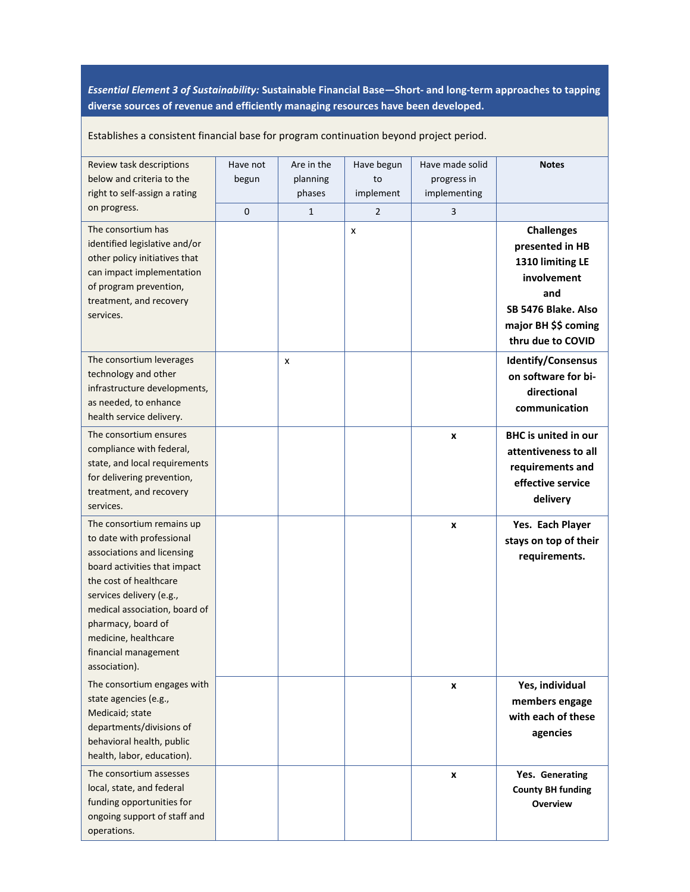***Essential Element 3 of Sustainability:* Sustainable Financial Base—Short- and long-term approaches to tapping diverse sources of revenue and efficiently managing resources have been developed.**

Establishes a consistent financial base for program continuation beyond project period.

| Review task descriptions below and criteria to the right to self-assign a rating on progress. | Have not begun | Are in the planning phases | Have begun to implement | Have made solid progress in implementing | **Notes** |
|---|---|---|---|---|---|
| | 0 | 1 | 2 | 3 | |
| The consortium has identified legislative and/or other policy initiatives that can impact implementation of program prevention, treatment, and recovery services. | | | x | | **Challenges presented in HB 1310 limiting LE involvement and SB 5476 Blake. Also major BH $$ coming thru due to COVID** |
| The consortium leverages technology and other infrastructure developments, as needed, to enhance health service delivery. | | x | | | **Identify/Consensus on software for bi-directional communication** |
| The consortium ensures compliance with federal, state, and local requirements for delivering prevention, treatment, and recovery services. | | | | x | **BHC is united in our attentiveness to all requirements and effective service delivery** |
| The consortium remains up to date with professional associations and licensing board activities that impact the cost of healthcare services delivery (e.g., medical association, board of pharmacy, board of medicine, healthcare financial management association). | | | | x | **Yes. Each Player stays on top of their requirements.** |
| The consortium engages with state agencies (e.g., Medicaid; state departments/divisions of behavioral health, public health, labor, education). | | | | x | **Yes, individual members engage with each of these agencies** |
| The consortium assesses local, state, and federal funding opportunities for ongoing support of staff and operations. | | | | x | **Yes. Generating County BH funding Overview** |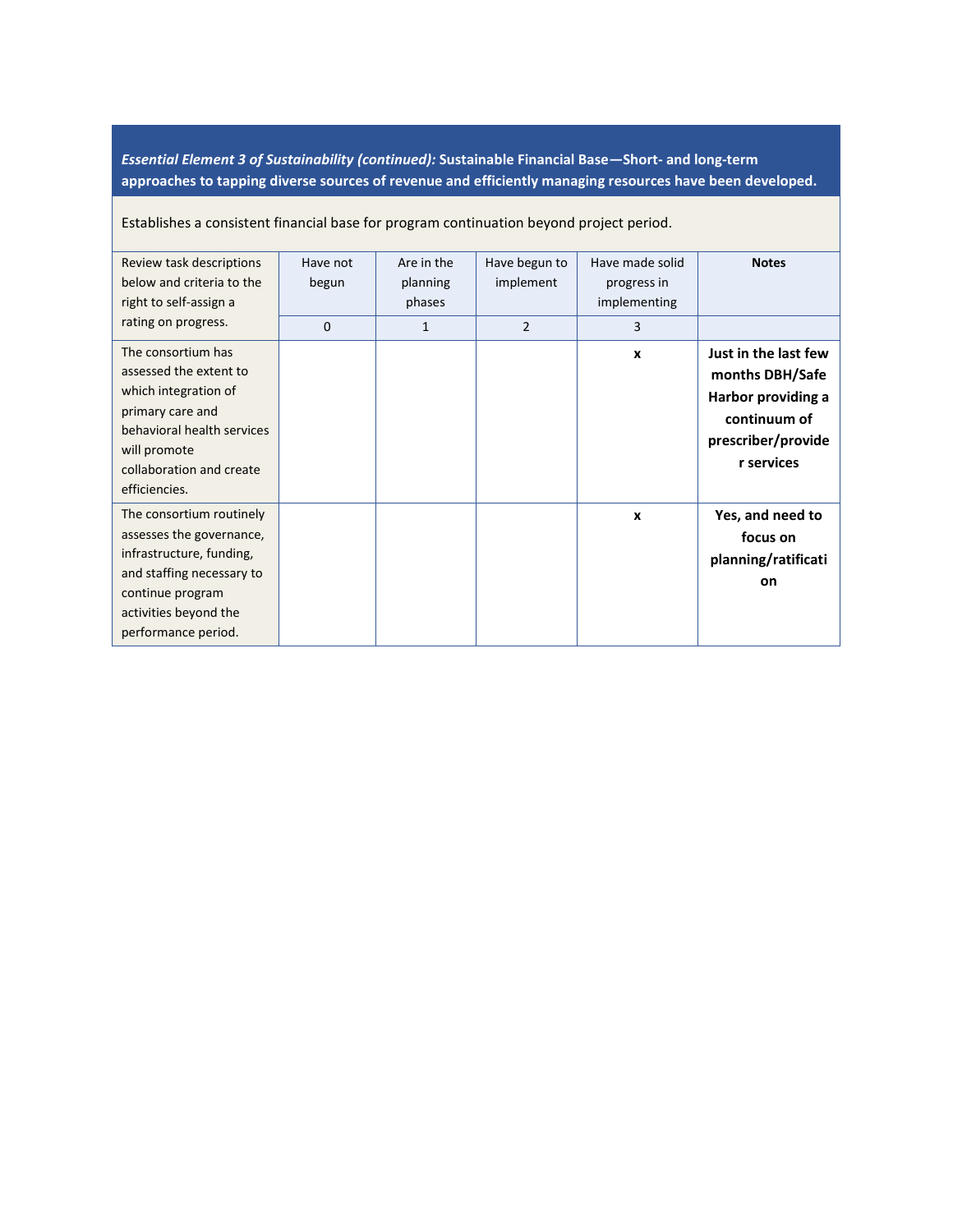**_Essential Element 3 of Sustainability (continued):_ Sustainable Financial Base—Short- and long-term approaches to tapping diverse sources of revenue and efficiently managing resources have been developed.**

Establishes a consistent financial base for program continuation beyond project period.

| Review task descriptions below and criteria to the right to self-assign a rating on progress. | Have not begun | Are in the planning phases | Have begun to implement | Have made solid progress in implementing | **Notes** |
|---|---|---|---|---|---|
| | 0 | 1 | 2 | 3 | |
| The consortium has assessed the extent to which integration of primary care and behavioral health services will promote collaboration and create efficiencies. | | | | **x** | **Just in the last few months DBH/Safe Harbor providing a continuum of prescriber/provider services** |
| The consortium routinely assesses the governance, infrastructure, funding, and staffing necessary to continue program activities beyond the performance period. | | | | **x** | **Yes, and need to focus on planning/ratification** |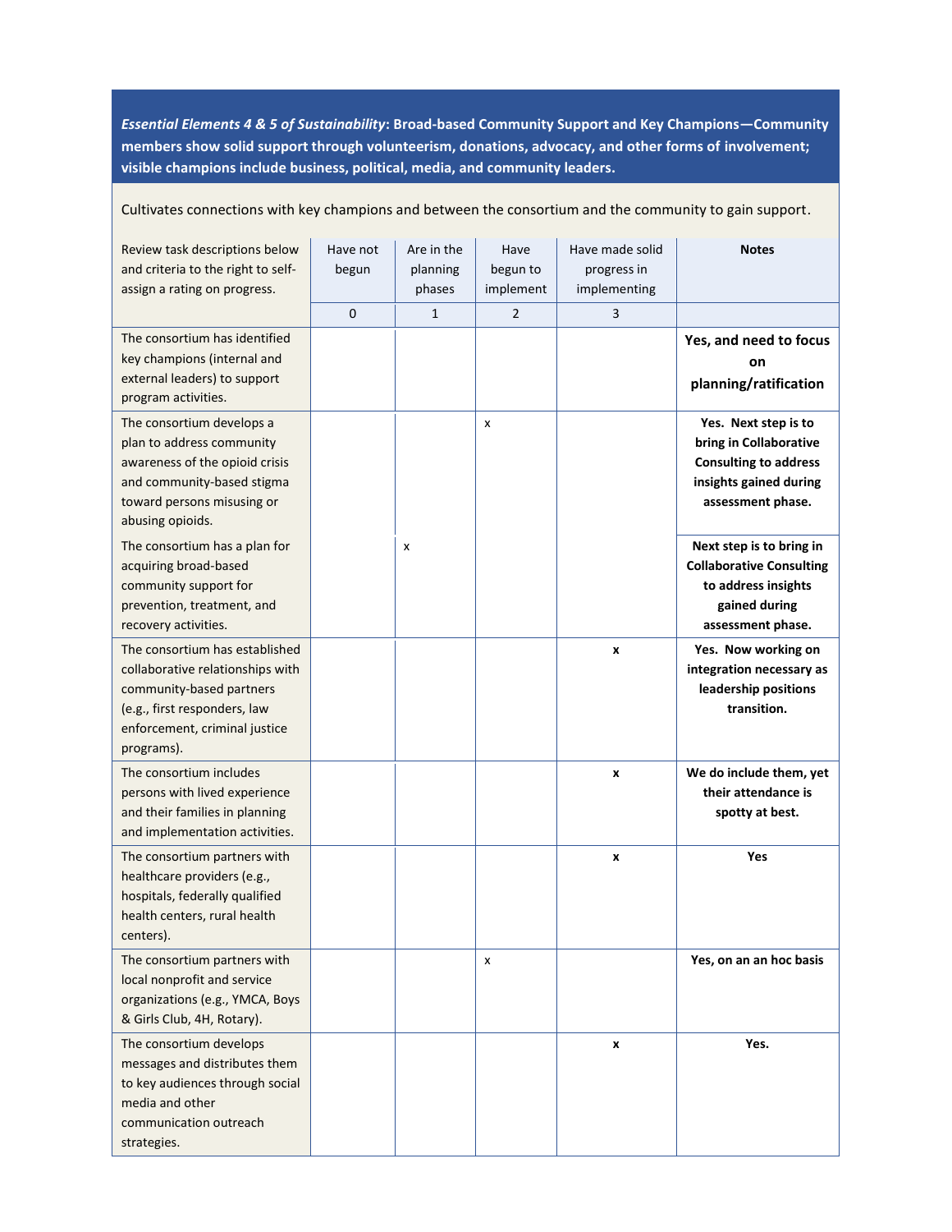***Essential Elements 4 & 5 of Sustainability*: Broad-based Community Support and Key Champions—Community members show solid support through volunteerism, donations, advocacy, and other forms of involvement; visible champions include business, political, media, and community leaders.**

Cultivates connections with key champions and between the consortium and the community to gain support.

| Review task descriptions below and criteria to the right to self-assign a rating on progress. | Have not begun | Are in the planning phases | Have begun to implement | Have made solid progress in implementing | **Notes** |
|---|---|---|---|---|---|
| | 0 | 1 | 2 | 3 | |
| The consortium has identified key champions (internal and external leaders) to support program activities. | | | | | **Yes, and need to focus on planning/ratification** |
| The consortium develops a plan to address community awareness of the opioid crisis and community-based stigma toward persons misusing or abusing opioids. | | | x | | **Yes. Next step is to bring in Collaborative Consulting to address insights gained during assessment phase.** |
| The consortium has a plan for acquiring broad-based community support for prevention, treatment, and recovery activities. | | x | | | **Next step is to bring in Collaborative Consulting to address insights gained during assessment phase.** |
| The consortium has established collaborative relationships with community-based partners (e.g., first responders, law enforcement, criminal justice programs). | | | | **x** | **Yes. Now working on integration necessary as leadership positions transition.** |
| The consortium includes persons with lived experience and their families in planning and implementation activities. | | | | **x** | **We do include them, yet their attendance is spotty at best.** |
| The consortium partners with healthcare providers (e.g., hospitals, federally qualified health centers, rural health centers). | | | | **x** | **Yes** |
| The consortium partners with local nonprofit and service organizations (e.g., YMCA, Boys & Girls Club, 4H, Rotary). | | | x | | **Yes, on an an hoc basis** |
| The consortium develops messages and distributes them to key audiences through social media and other communication outreach strategies. | | | | **x** | **Yes.** |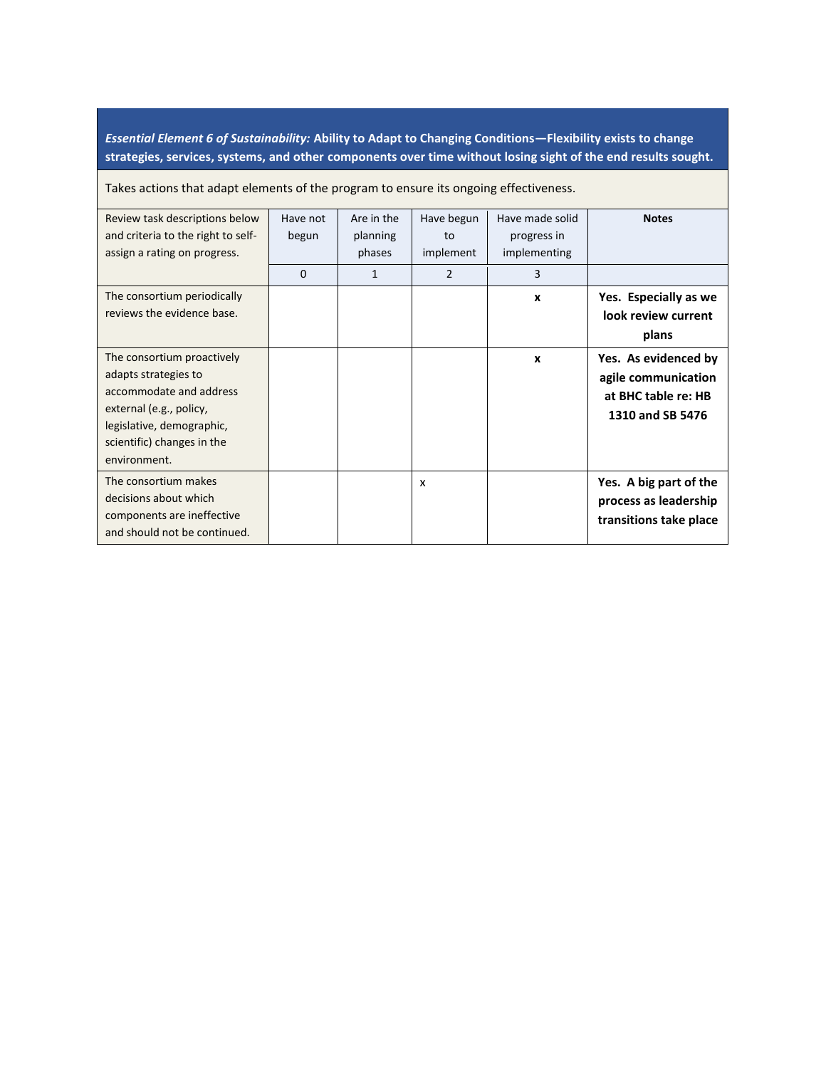***Essential Element 6 of Sustainability:*** **Ability to Adapt to Changing Conditions—Flexibility exists to change strategies, services, systems, and other components over time without losing sight of the end results sought.**

Takes actions that adapt elements of the program to ensure its ongoing effectiveness.

| Review task descriptions below and criteria to the right to self-assign a rating on progress. | Have not begun | Are in the planning phases | Have begun to implement | Have made solid progress in implementing | Notes |
|---|---|---|---|---|---|
| | 0 | 1 | 2 | 3 | |
| The consortium periodically reviews the evidence base. | | | | **x** | **Yes. Especially as we look review current plans** |
| The consortium proactively adapts strategies to accommodate and address external (e.g., policy, legislative, demographic, scientific) changes in the environment. | | | | **x** | **Yes. As evidenced by agile communication at BHC table re: HB 1310 and SB 5476** |
| The consortium makes decisions about which components are ineffective and should not be continued. | | | x | | **Yes. A big part of the process as leadership transitions take place** |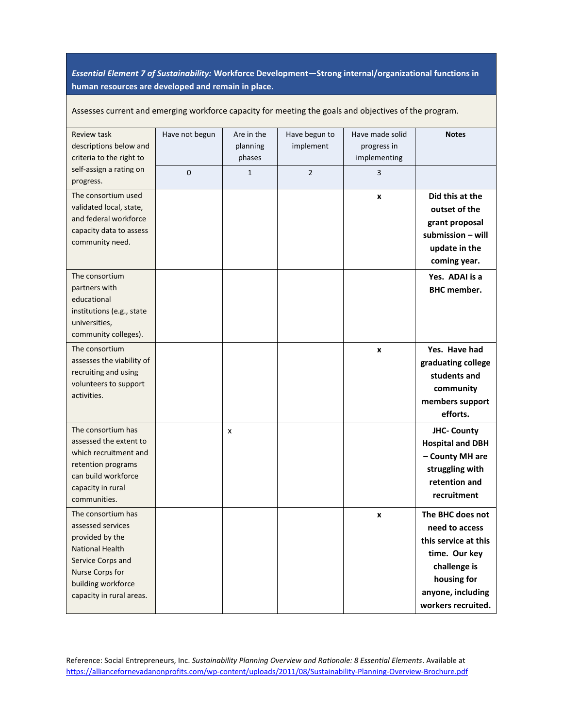| ***Essential Element 7 of Sustainability:*** **Workforce Development—Strong internal/organizational functions in human resources are developed and remain in place.** | | | | | |
|---|---|---|---|---|---|
| Assesses current and emerging workforce capacity for meeting the goals and objectives of the program. | | | | | |
| Review task descriptions below and criteria to the right to self-assign a rating on progress. | Have not begun | Are in the planning phases | Have begun to implement | Have made solid progress in implementing | **Notes** |
| | 0 | 1 | 2 | 3 | |
| The consortium used validated local, state, and federal workforce capacity data to assess community need. | | | | x | **Did this at the outset of the grant proposal submission – will update in the coming year.** |
| The consortium partners with educational institutions (e.g., state universities, community colleges). | | | | | **Yes. ADAI is a BHC member.** |
| The consortium assesses the viability of recruiting and using volunteers to support activities. | | | | x | **Yes. Have had graduating college students and community members support efforts.** |
| The consortium has assessed the extent to which recruitment and retention programs can build workforce capacity in rural communities. | | x | | | **JHC- County Hospital and DBH – County MH are struggling with retention and recruitment** |
| The consortium has assessed services provided by the National Health Service Corps and Nurse Corps for building workforce capacity in rural areas. | | | | x | **The BHC does not need to access this service at this time. Our key challenge is housing for anyone, including workers recruited.** |

Reference: Social Entrepreneurs, Inc. *Sustainability Planning Overview and Rationale: 8 Essential Elements*. Available at https://alliancefornevadanonprofits.com/wp-content/uploads/2011/08/Sustainability-Planning-Overview-Brochure.pdf